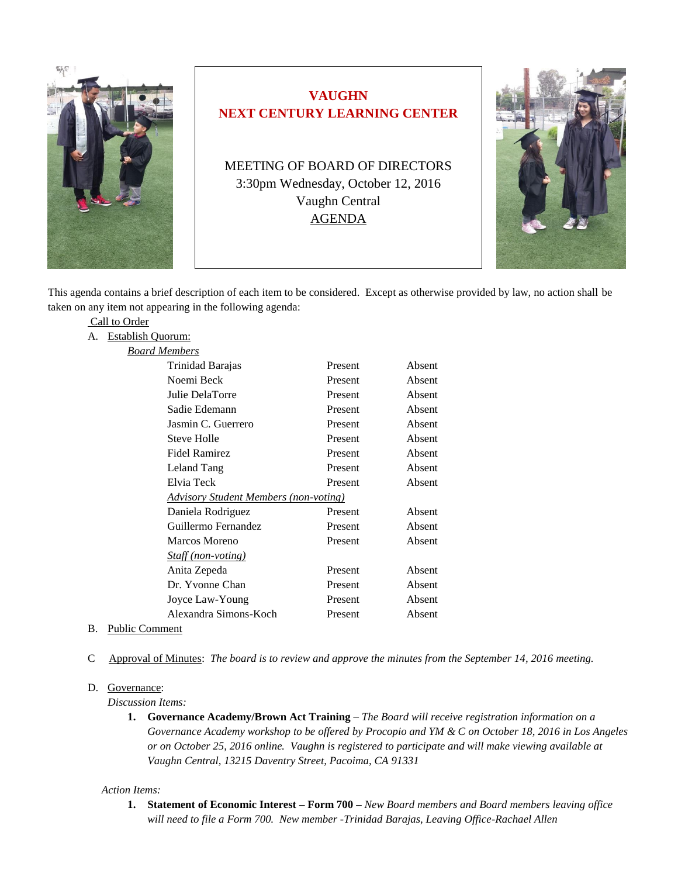# VAUGHN
# NEXT CENTURY LEARNING CENTER

MEETING OF BOARD OF DIRECTORS
3:30pm Wednesday, October 12, 2016
Vaughn Central
AGENDA

This agenda contains a brief description of each item to be considered. Except as otherwise provided by law, no action shall be taken on any item not appearing in the following agenda:

Call to Order

A. Establish Quorum:

*Board Members*

| | | |
|---|---|---|
| Trinidad Barajas | Present | Absent |
| Noemi Beck | Present | Absent |
| Julie DelaTorre | Present | Absent |
| Sadie Edemann | Present | Absent |
| Jasmin C. Guerrero | Present | Absent |
| Steve Holle | Present | Absent |
| Fidel Ramirez | Present | Absent |
| Leland Tang | Present | Absent |
| Elvia Teck | Present | Absent |
| *Advisory Student Members (non-voting)* | | |
| Daniela Rodriguez | Present | Absent |
| Guillermo Fernandez | Present | Absent |
| Marcos Moreno | Present | Absent |
| *Staff (non-voting)* | | |
| Anita Zepeda | Present | Absent |
| Dr. Yvonne Chan | Present | Absent |
| Joyce Law-Young | Present | Absent |
| Alexandra Simons-Koch | Present | Absent |

B. Public Comment

C Approval of Minutes: *The board is to review and approve the minutes from the September 14, 2016 meeting.*

D. Governance:

*Discussion Items:*

1. **Governance Academy/Brown Act Training** – *The Board will receive registration information on a Governance Academy workshop to be offered by Procopio and YM & C on October 18, 2016 in Los Angeles or on October 25, 2016 online. Vaughn is registered to participate and will make viewing available at Vaughn Central, 13215 Daventry Street, Pacoima, CA 91331*

*Action Items:*

1. **Statement of Economic Interest – Form 700 –** *New Board members and Board members leaving office will need to file a Form 700. New member -Trinidad Barajas, Leaving Office-Rachael Allen*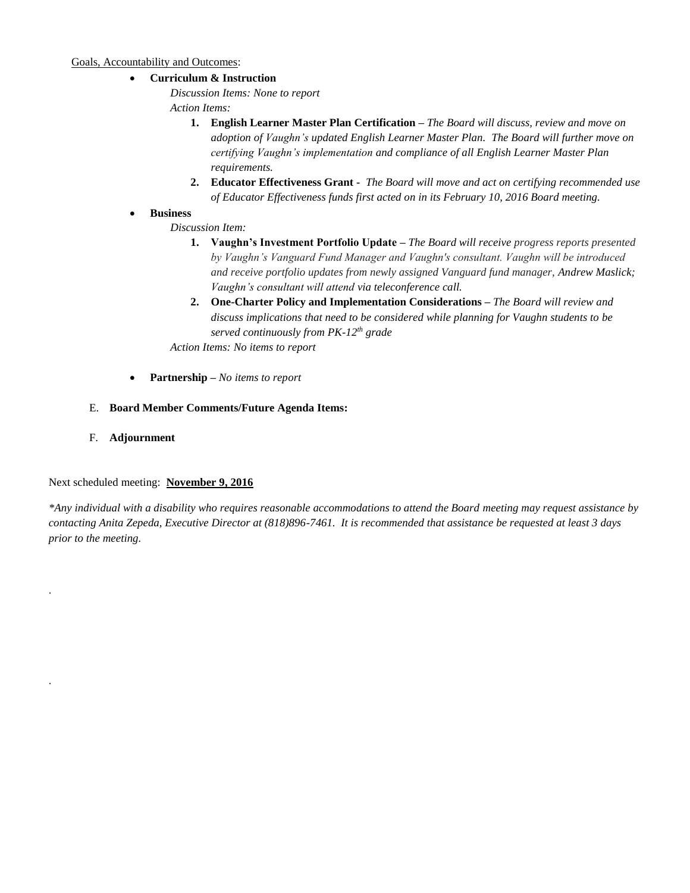Goals, Accountability and Outcomes:

- **Curriculum & Instruction**

  *Discussion Items: None to report*

  *Action Items:*

  1. **English Learner Master Plan Certification –** *The Board will discuss, review and move on adoption of Vaughn's updated English Learner Master Plan. The Board will further move on certifying Vaughn's implementation and compliance of all English Learner Master Plan requirements.*
  2. **Educator Effectiveness Grant -** *The Board will move and act on certifying recommended use of Educator Effectiveness funds first acted on in its February 10, 2016 Board meeting.*

- **Business**

  *Discussion Item:*

  1. **Vaughn's Investment Portfolio Update –** *The Board will receive progress reports presented by Vaughn's Vanguard Fund Manager and Vaughn's consultant. Vaughn will be introduced and receive portfolio updates from newly assigned Vanguard fund manager, Andrew Maslick; Vaughn's consultant will attend via teleconference call.*
  2. **One-Charter Policy and Implementation Considerations –** *The Board will review and discuss implications that need to be considered while planning for Vaughn students to be served continuously from PK-12th grade*

  *Action Items: No items to report*

- **Partnership –** *No items to report*

E. **Board Member Comments/Future Agenda Items:**

F. **Adjournment**

Next scheduled meeting: **November 9, 2016**

*\*Any individual with a disability who requires reasonable accommodations to attend the Board meeting may request assistance by contacting Anita Zepeda, Executive Director at (818)896-7461. It is recommended that assistance be requested at least 3 days prior to the meeting.*